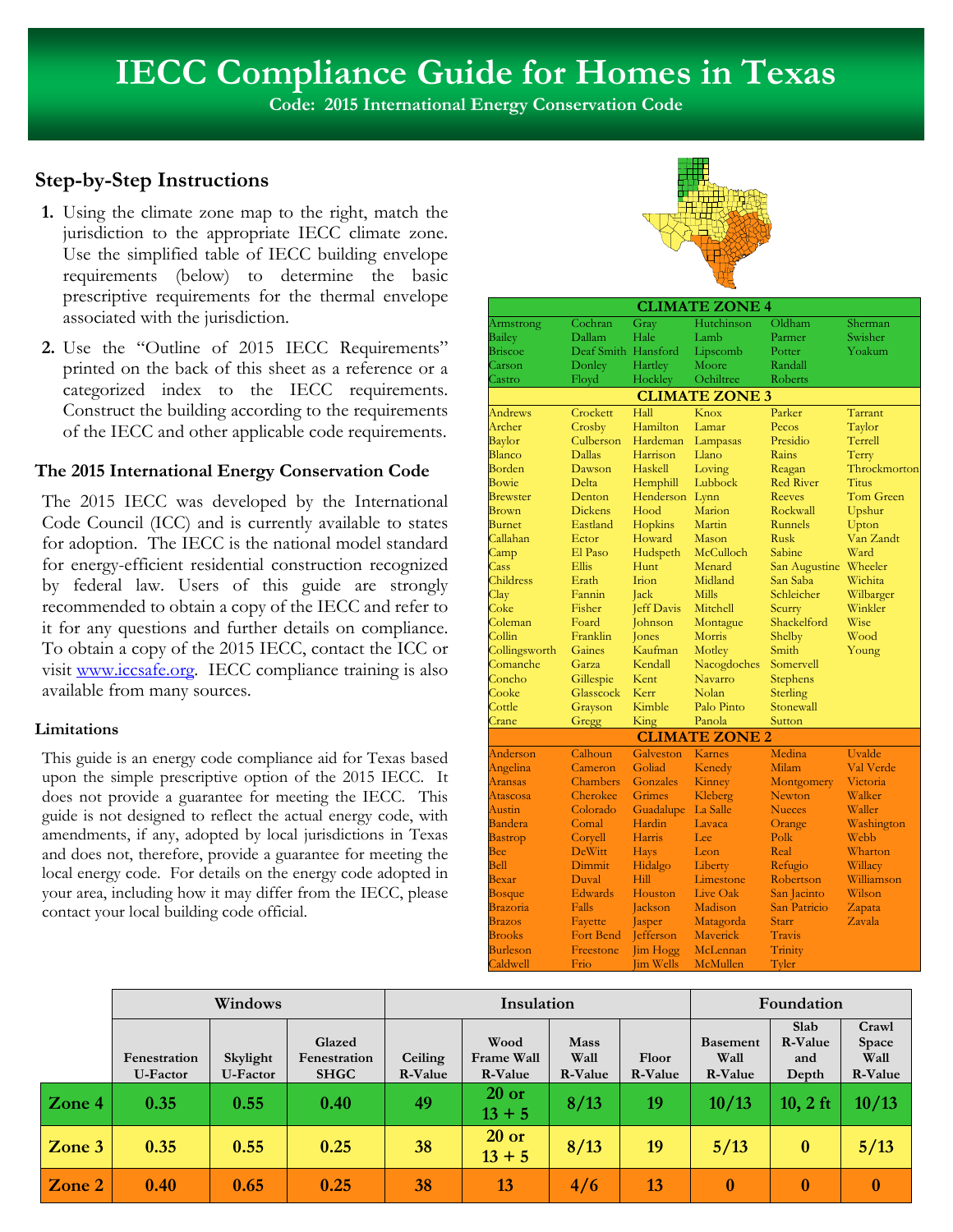# IECC Compliance Guide for Homes in Texas

**Code: 2015 International Energy Conservation Code**

## Step-by-Step Instructions

1. Using the climate zone map to the right, match the jurisdiction to the appropriate IECC climate zone. Use the simplified table of IECC building envelope requirements (below) to determine the basic prescriptive requirements for the thermal envelope associated with the jurisdiction.
2. Use the "Outline of 2015 IECC Requirements" printed on the back of this sheet as a reference or a categorized index to the IECC requirements. Construct the building according to the requirements of the IECC and other applicable code requirements.

### The 2015 International Energy Conservation Code

The 2015 IECC was developed by the International Code Council (ICC) and is currently available to states for adoption. The IECC is the national model standard for energy-efficient residential construction recognized by federal law. Users of this guide are strongly recommended to obtain a copy of the IECC and refer to it for any questions and further details on compliance. To obtain a copy of the 2015 IECC, contact the ICC or visit www.iccsafe.org. IECC compliance training is also available from many sources.

#### Limitations

This guide is an energy code compliance aid for Texas based upon the simple prescriptive option of the 2015 IECC. It does not provide a guarantee for meeting the IECC. This guide is not designed to reflect the actual energy code, with amendments, if any, adopted by local jurisdictions in Texas and does not, therefore, provide a guarantee for meeting the local energy code. For details on the energy code adopted in your area, including how it may differ from the IECC, please contact your local building code official.

| CLIMATE ZONE 4 | | | | | |
|---|---|---|---|---|---|
| Armstrong | Cochran | Gray | Hutchinson | Oldham | Sherman |
| Bailey | Dallam | Hale | Lamb | Parmer | Swisher |
| Briscoe | Deaf Smith | Hansford | Lipscomb | Potter | Yoakum |
| Carson | Donley | Hartley | Moore | Randall | |
| Castro | Floyd | Hockley | Ochiltree | Roberts | |

| CLIMATE ZONE 3 | | | | | |
|---|---|---|---|---|---|
| Andrews | Crockett | Hall | Knox | Parker | Tarrant |
| Archer | Crosby | Hamilton | Lamar | Pecos | Taylor |
| Baylor | Culberson | Hardeman | Lampasas | Presidio | Terrell |
| Blanco | Dallas | Harrison | Llano | Rains | Terry |
| Borden | Dawson | Haskell | Loving | Reagan | Throckmorton |
| Bowie | Delta | Hemphill | Lubbock | Red River | Titus |
| Brewster | Denton | Henderson | Lynn | Reeves | Tom Green |
| Brown | Dickens | Hood | Marion | Rockwall | Upshur |
| Burnet | Eastland | Hopkins | Martin | Runnels | Upton |
| Callahan | Ector | Howard | Mason | Rusk | Van Zandt |
| Camp | El Paso | Hudspeth | McCulloch | Sabine | Ward |
| Cass | Ellis | Hunt | Menard | San Augustine | Wheeler |
| Childress | Erath | Irion | Midland | San Saba | Wichita |
| Clay | Fannin | Jack | Mills | Schleicher | Wilbarger |
| Coke | Fisher | Jeff Davis | Mitchell | Scurry | Winkler |
| Coleman | Foard | Johnson | Montague | Shackelford | Wise |
| Collin | Franklin | Jones | Morris | Shelby | Wood |
| Collingsworth | Gaines | Kaufman | Motley | Smith | Young |
| Comanche | Garza | Kendall | Nacogdoches | Somervell | |
| Concho | Gillespie | Kent | Navarro | Stephens | |
| Cooke | Glasscock | Kerr | Nolan | Sterling | |
| Cottle | Grayson | Kimble | Palo Pinto | Stonewall | |
| Crane | Gregg | King | Panola | Sutton | |

| CLIMATE ZONE 2 | | | | | |
|---|---|---|---|---|---|
| Anderson | Calhoun | Galveston | Karnes | Medina | Uvalde |
| Angelina | Cameron | Goliad | Kenedy | Milam | Val Verde |
| Aransas | Chambers | Gonzales | Kinney | Montgomery | Victoria |
| Atascosa | Cherokee | Grimes | Kleberg | Newton | Walker |
| Austin | Colorado | Guadalupe | La Salle | Nueces | Waller |
| Bandera | Comal | Hardin | Lavaca | Orange | Washington |
| Bastrop | Coryell | Harris | Lee | Polk | Webb |
| Bee | DeWitt | Hays | Leon | Real | Wharton |
| Bell | Dimmit | Hidalgo | Liberty | Refugio | Willacy |
| Bexar | Duval | Hill | Limestone | Robertson | Williamson |
| Bosque | Edwards | Houston | Live Oak | San Jacinto | Wilson |
| Brazoria | Falls | Jackson | Madison | San Patricio | Zapata |
| Brazos | Fayette | Jasper | Matagorda | Starr | Zavala |
| Brooks | Fort Bend | Jefferson | Maverick | Travis | |
| Burleson | Freestone | Jim Hogg | McLennan | Trinity | |
| Caldwell | Frio | Jim Wells | McMullen | Tyler | |

| | Windows | | | Insulation | | | | Foundation | | |
|---|---|---|---|---|---|---|---|---|---|---|
| | Fenestration U-Factor | Skylight U-Factor | Glazed Fenestration SHGC | Ceiling R-Value | Wood Frame Wall R-Value | Mass Wall R-Value | Floor R-Value | Basement Wall R-Value | Slab R-Value and Depth | Crawl Space Wall R-Value |
| **Zone 4** | 0.35 | 0.55 | 0.40 | 49 | 20 or 13 + 5 | 8/13 | 19 | 10/13 | 10, 2 ft | 10/13 |
| **Zone 3** | 0.35 | 0.55 | 0.25 | 38 | 20 or 13 + 5 | 8/13 | 19 | 5/13 | 0 | 5/13 |
| **Zone 2** | 0.40 | 0.65 | 0.25 | 38 | 13 | 4/6 | 13 | 0 | 0 | 0 |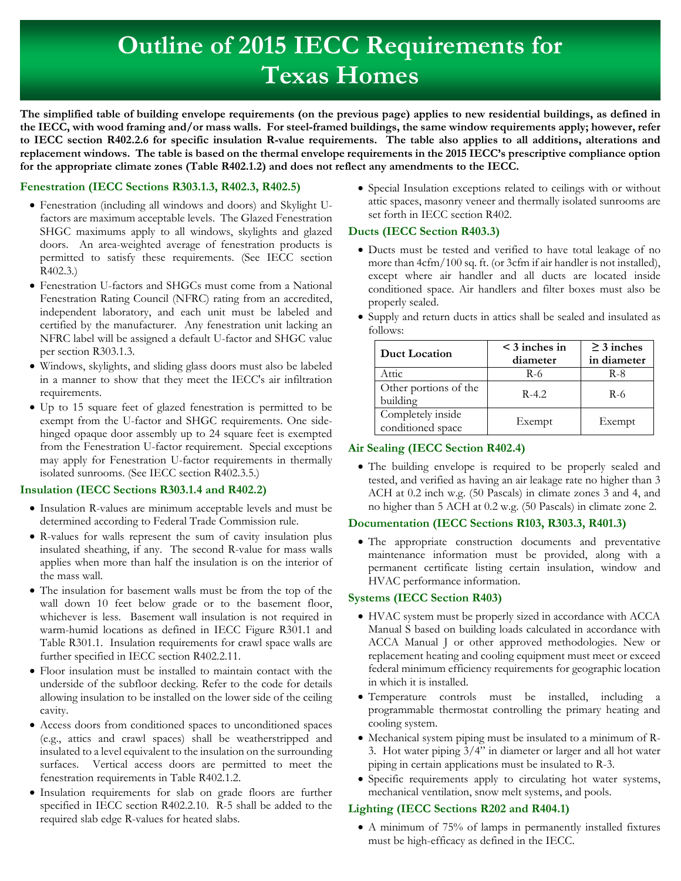# Outline of 2015 IECC Requirements for Texas Homes

**The simplified table of building envelope requirements (on the previous page) applies to new residential buildings, as defined in the IECC, with wood framing and/or mass walls. For steel-framed buildings, the same window requirements apply; however, refer to IECC section R402.2.6 for specific insulation R-value requirements. The table also applies to all additions, alterations and replacement windows. The table is based on the thermal envelope requirements in the 2015 IECC's prescriptive compliance option for the appropriate climate zones (Table R402.1.2) and does not reflect any amendments to the IECC.**

## Fenestration (IECC Sections R303.1.3, R402.3, R402.5)

- Fenestration (including all windows and doors) and Skylight U-factors are maximum acceptable levels. The Glazed Fenestration SHGC maximums apply to all windows, skylights and glazed doors. An area-weighted average of fenestration products is permitted to satisfy these requirements. (See IECC section R402.3.)
- Fenestration U-factors and SHGCs must come from a National Fenestration Rating Council (NFRC) rating from an accredited, independent laboratory, and each unit must be labeled and certified by the manufacturer. Any fenestration unit lacking an NFRC label will be assigned a default U-factor and SHGC value per section R303.1.3.
- Windows, skylights, and sliding glass doors must also be labeled in a manner to show that they meet the IECC's air infiltration requirements.
- Up to 15 square feet of glazed fenestration is permitted to be exempt from the U-factor and SHGC requirements. One side-hinged opaque door assembly up to 24 square feet is exempted from the Fenestration U-factor requirement. Special exceptions may apply for Fenestration U-factor requirements in thermally isolated sunrooms. (See IECC section R402.3.5.)

## Insulation (IECC Sections R303.1.4 and R402.2)

- Insulation R-values are minimum acceptable levels and must be determined according to Federal Trade Commission rule.
- R-values for walls represent the sum of cavity insulation plus insulated sheathing, if any. The second R-value for mass walls applies when more than half the insulation is on the interior of the mass wall.
- The insulation for basement walls must be from the top of the wall down 10 feet below grade or to the basement floor, whichever is less. Basement wall insulation is not required in warm-humid locations as defined in IECC Figure R301.1 and Table R301.1. Insulation requirements for crawl space walls are further specified in IECC section R402.2.11.
- Floor insulation must be installed to maintain contact with the underside of the subfloor decking. Refer to the code for details allowing insulation to be installed on the lower side of the ceiling cavity.
- Access doors from conditioned spaces to unconditioned spaces (e.g., attics and crawl spaces) shall be weatherstripped and insulated to a level equivalent to the insulation on the surrounding surfaces. Vertical access doors are permitted to meet the fenestration requirements in Table R402.1.2.
- Insulation requirements for slab on grade floors are further specified in IECC section R402.2.10. R-5 shall be added to the required slab edge R-values for heated slabs.
- Special Insulation exceptions related to ceilings with or without attic spaces, masonry veneer and thermally isolated sunrooms are set forth in IECC section R402.

## Ducts (IECC Section R403.3)

- Ducts must be tested and verified to have total leakage of no more than 4cfm/100 sq. ft. (or 3cfm if air handler is not installed), except where air handler and all ducts are located inside conditioned space. Air handlers and filter boxes must also be properly sealed.
- Supply and return ducts in attics shall be sealed and insulated as follows:

| Duct Location | < 3 inches in diameter | ≥ 3 inches in diameter |
|---|---|---|
| Attic | R-6 | R-8 |
| Other portions of the building | R-4.2 | R-6 |
| Completely inside conditioned space | Exempt | Exempt |

## Air Sealing (IECC Section R402.4)

- The building envelope is required to be properly sealed and tested, and verified as having an air leakage rate no higher than 3 ACH at 0.2 inch w.g. (50 Pascals) in climate zones 3 and 4, and no higher than 5 ACH at 0.2 w.g. (50 Pascals) in climate zone 2.

## Documentation (IECC Sections R103, R303.3, R401.3)

- The appropriate construction documents and preventative maintenance information must be provided, along with a permanent certificate listing certain insulation, window and HVAC performance information.

## Systems (IECC Section R403)

- HVAC system must be properly sized in accordance with ACCA Manual S based on building loads calculated in accordance with ACCA Manual J or other approved methodologies. New or replacement heating and cooling equipment must meet or exceed federal minimum efficiency requirements for geographic location in which it is installed.
- Temperature controls must be installed, including a programmable thermostat controlling the primary heating and cooling system.
- Mechanical system piping must be insulated to a minimum of R-3. Hot water piping 3/4" in diameter or larger and all hot water piping in certain applications must be insulated to R-3.
- Specific requirements apply to circulating hot water systems, mechanical ventilation, snow melt systems, and pools.

## Lighting (IECC Sections R202 and R404.1)

- A minimum of 75% of lamps in permanently installed fixtures must be high-efficacy as defined in the IECC.